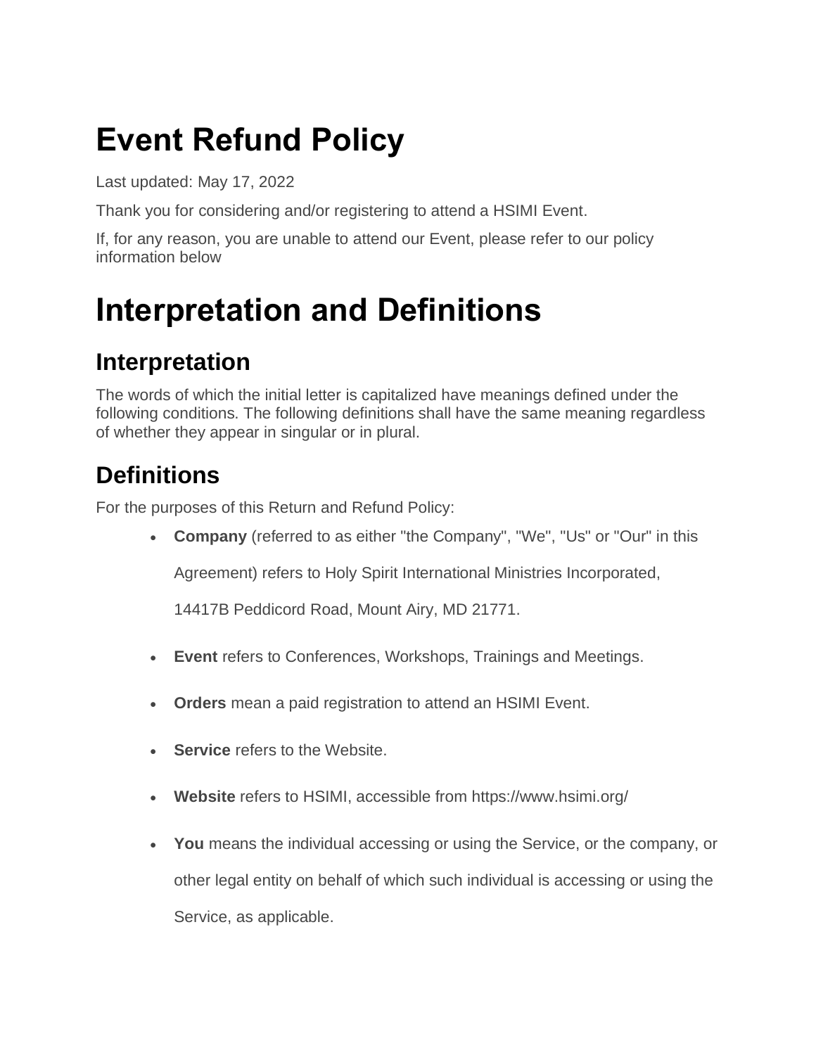# Event Refund Policy

Last updated: May 17, 2022

Thank you for considering and/or registering to attend a HSIMI Event.

If, for any reason, you are unable to attend our Event, please refer to our policy information below

# Interpretation and Definitions

## Interpretation

The words of which the initial letter is capitalized have meanings defined under the following conditions. The following definitions shall have the same meaning regardless of whether they appear in singular or in plural.

## Definitions

For the purposes of this Return and Refund Policy:

- **Company** (referred to as either "the Company", "We", "Us" or "Our" in this Agreement) refers to Holy Spirit International Ministries Incorporated, 14417B Peddicord Road, Mount Airy, MD 21771.
- **Event** refers to Conferences, Workshops, Trainings and Meetings.
- **Orders** mean a paid registration to attend an HSIMI Event.
- **Service** refers to the Website.
- **Website** refers to HSIMI, accessible from https://www.hsimi.org/
- **You** means the individual accessing or using the Service, or the company, or other legal entity on behalf of which such individual is accessing or using the Service, as applicable.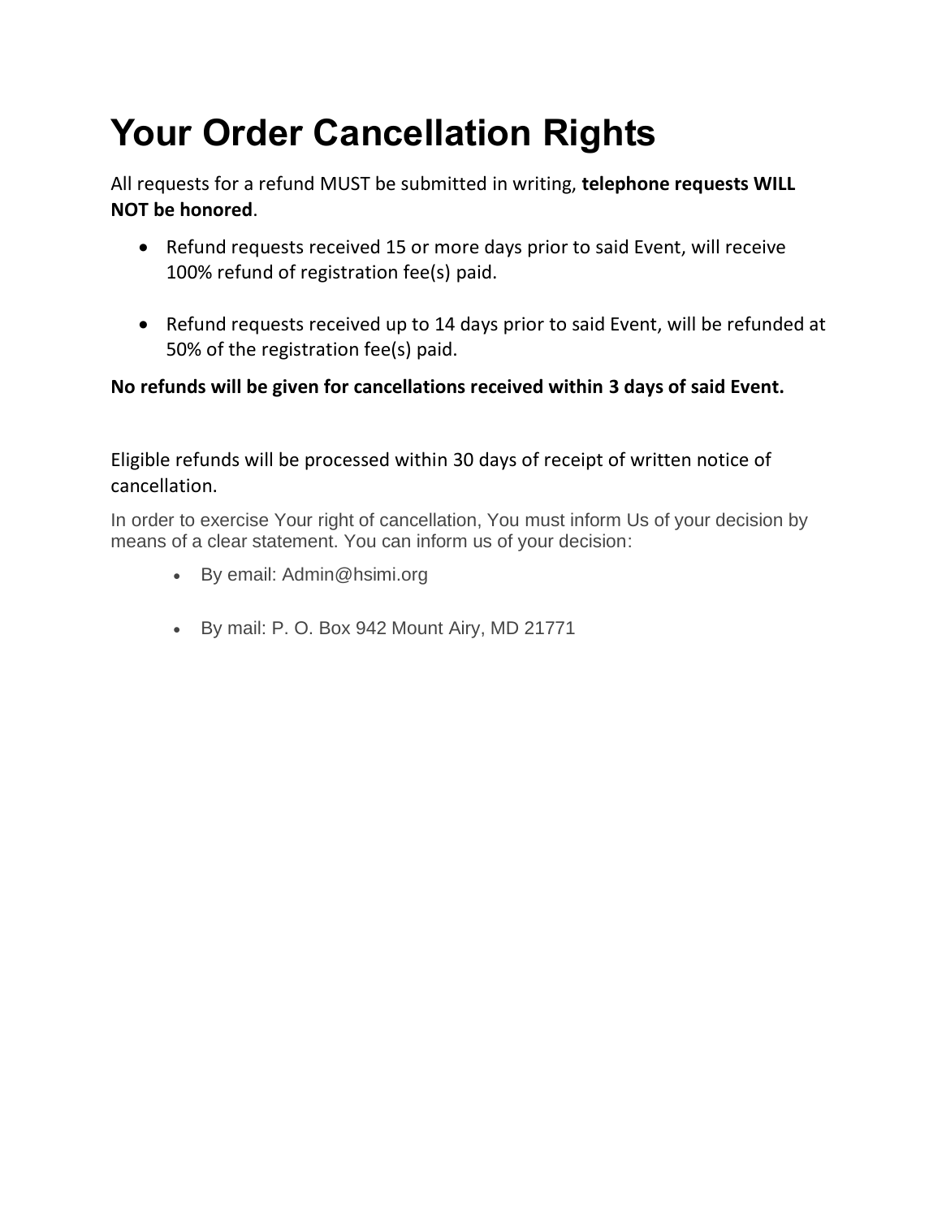# Your Order Cancellation Rights

All requests for a refund MUST be submitted in writing, **telephone requests WILL NOT be honored**.

- Refund requests received 15 or more days prior to said Event, will receive 100% refund of registration fee(s) paid.
- Refund requests received up to 14 days prior to said Event, will be refunded at 50% of the registration fee(s) paid.

**No refunds will be given for cancellations received within 3 days of said Event.**

Eligible refunds will be processed within 30 days of receipt of written notice of cancellation.

In order to exercise Your right of cancellation, You must inform Us of your decision by means of a clear statement. You can inform us of your decision:

- By email: Admin@hsimi.org
- By mail: P. O. Box 942 Mount Airy, MD 21771